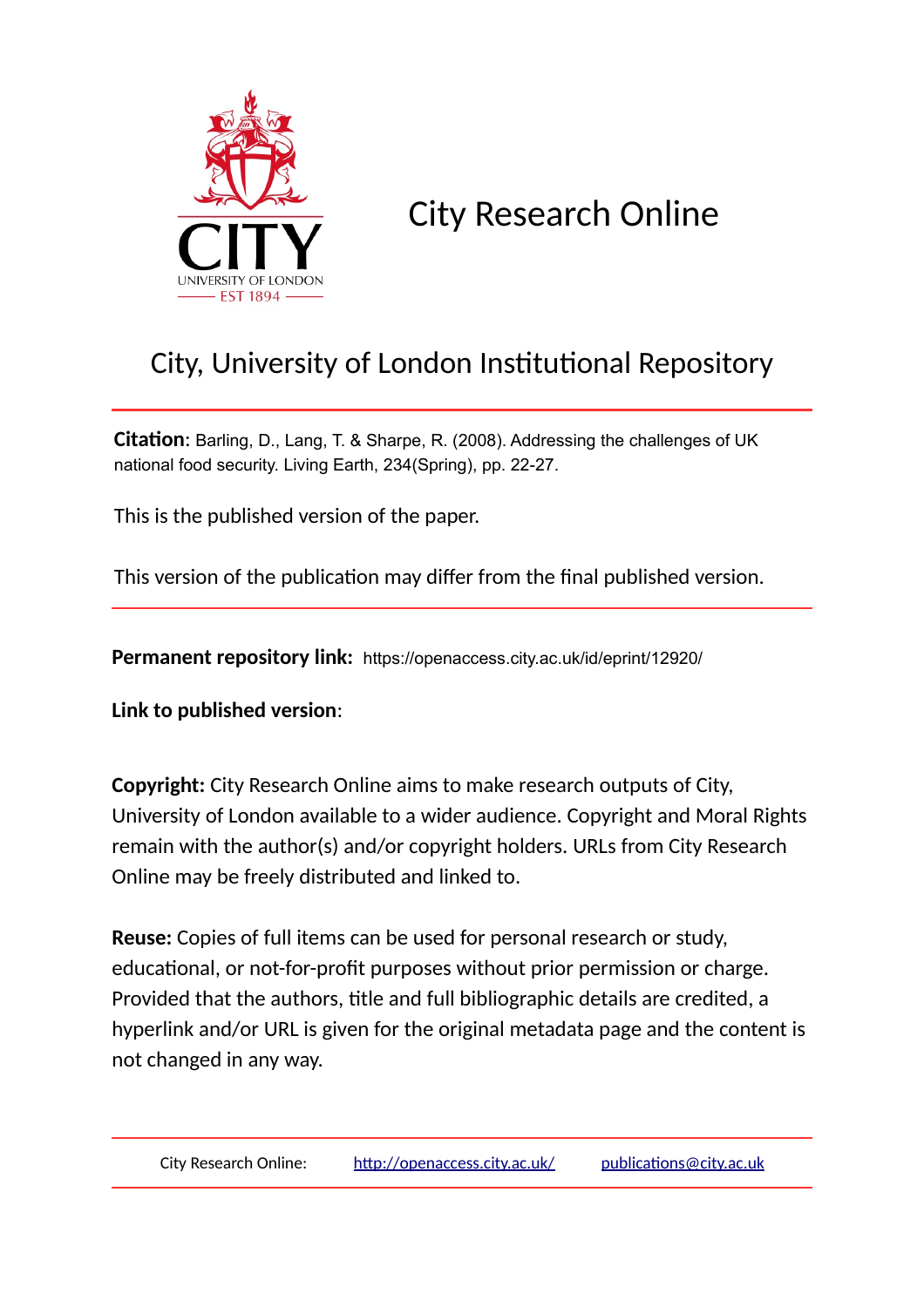# City Research Online

## City, University of London Institutional Repository

**Citation**: Barling, D., Lang, T. & Sharpe, R. (2008). Addressing the challenges of UK national food security. Living Earth, 234(Spring), pp. 22-27.

This is the published version of the paper.

This version of the publication may differ from the final published version.

**Permanent repository link:** https://openaccess.city.ac.uk/id/eprint/12920/

**Link to published version**:

**Copyright:** City Research Online aims to make research outputs of City, University of London available to a wider audience. Copyright and Moral Rights remain with the author(s) and/or copyright holders. URLs from City Research Online may be freely distributed and linked to.

**Reuse:** Copies of full items can be used for personal research or study, educational, or not-for-profit purposes without prior permission or charge. Provided that the authors, title and full bibliographic details are credited, a hyperlink and/or URL is given for the original metadata page and the content is not changed in any way.

City Research Online: http://openaccess.city.ac.uk/ publications@city.ac.uk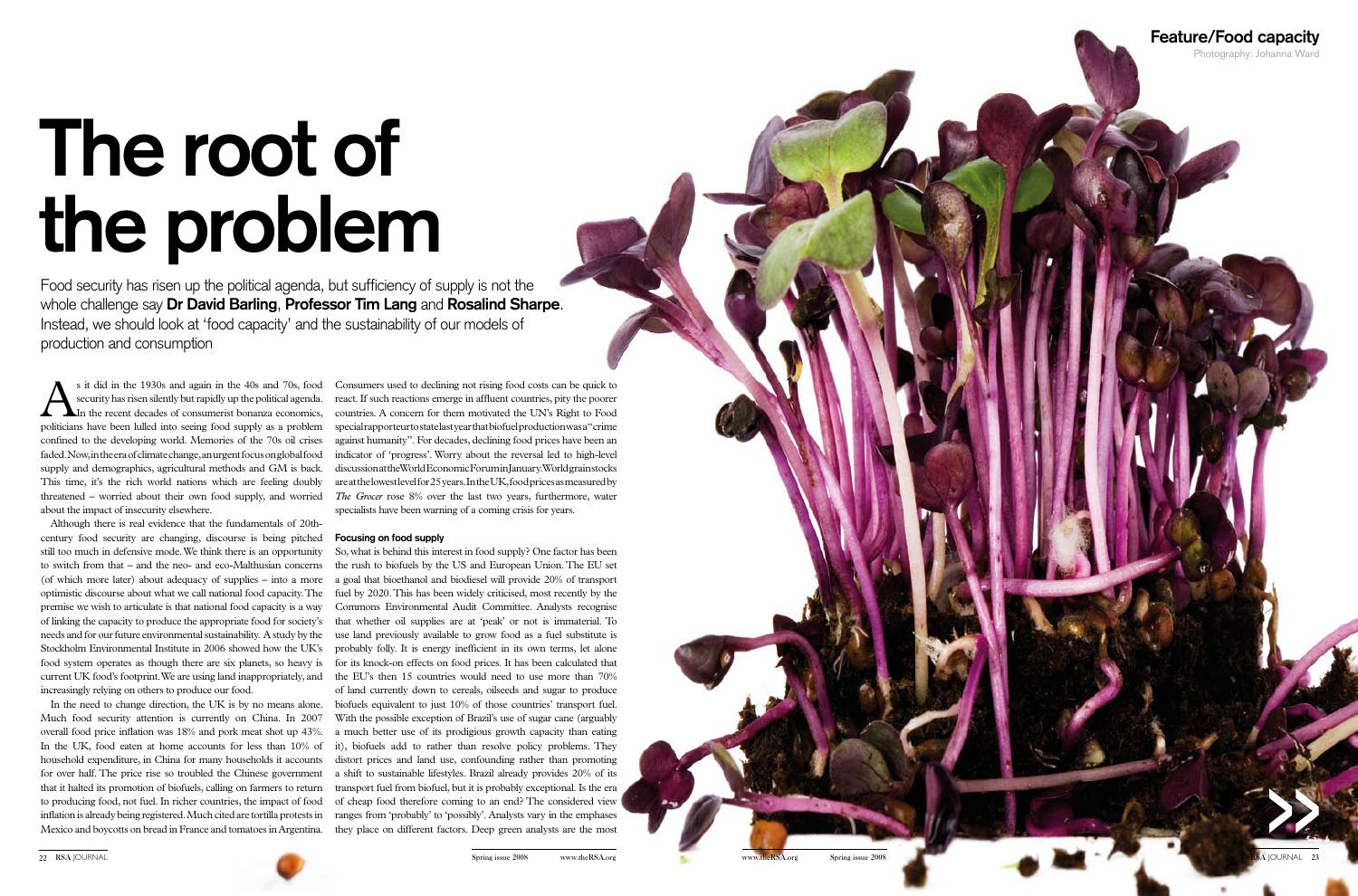Feature/Food capacity

Photography: Johanna Ward

# The root of the problem

Food security has risen up the political agenda, but sufficiency of supply is not the whole challenge say **Dr David Barling**, **Professor Tim Lang** and **Rosalind Sharpe**. Instead, we should look at 'food capacity' and the sustainability of our models of production and consumption

As it did in the 1930s and again in the 40s and 70s, food security has risen silently but rapidly up the political agenda. In the recent decades of consumerist bonanza economics, politicians have been lulled into seeing food supply as a problem confined to the developing world. Memories of the 70s oil crises faded. Now, in the era of climate change, an urgent focus on global food supply and demographics, agricultural methods and GM is back. This time, it's the rich world nations which are feeling doubly threatened – worried about their own food supply, and worried about the impact of insecurity elsewhere.

Although there is real evidence that the fundamentals of 20th-century food security are changing, discourse is being pitched still too much in defensive mode. We think there is an opportunity to switch from that – and the neo- and eco-Malthusian concerns (of which more later) about adequacy of supplies – into a more optimistic discourse about what we call national food capacity. The premise we wish to articulate is that national food capacity is a way of linking the capacity to produce the appropriate food for society's needs and for our future environmental sustainability. A study by the Stockholm Environmental Institute in 2006 showed how the UK's food system operates as though there are six planets, so heavy is current UK food's footprint. We are using land inappropriately, and increasingly relying on others to produce our food.

In the need to change direction, the UK is by no means alone. Much food security attention is currently on China. In 2007 overall food price inflation was 18% and pork meat shot up 43%. In the UK, food eaten at home accounts for less than 10% of household expenditure, in China for many households it accounts for over half. The price rise so troubled the Chinese government that it halted its promotion of biofuels, calling on farmers to return to producing food, not fuel. In richer countries, the impact of food inflation is already being registered. Much cited are tortilla protests in Mexico and boycotts on bread in France and tomatoes in Argentina. Consumers used to declining not rising food costs can be quick to react. If such reactions emerge in affluent countries, pity the poorer countries. A concern for them motivated the UN's Right to Food special rapporteur to state last year that biofuel production was a "crime against humanity". For decades, declining food prices have been an indicator of 'progress'. Worry about the reversal led to high-level discussion at the World Economic Forum in January. World grain stocks are at the lowest level for 25 years. In the UK, food prices as measured by *The Grocer* rose 8% over the last two years, furthermore, water specialists have been warning of a coming crisis for years.

### Focusing on food supply

So, what is behind this interest in food supply? One factor has been the rush to biofuels by the US and European Union. The EU set a goal that bioethanol and biodiesel will provide 20% of transport fuel by 2020. This has been widely criticised, most recently by the Commons Environmental Audit Committee. Analysts recognise that whether oil supplies are at 'peak' or not is immaterial. To use land previously available to grow food as a fuel substitute is probably folly. It is energy inefficient in its own terms, let alone for its knock-on effects on food prices. It has been calculated that the EU's then 15 countries would need to use more than 70% of land currently down to cereals, oilseeds and sugar to produce biofuels equivalent to just 10% of those countries' transport fuel. With the possible exception of Brazil's use of sugar cane (arguably a much better use of its prodigious growth capacity than eating it), biofuels add to rather than resolve policy problems. They distort prices and land use, confounding rather than promoting a shift to sustainable lifestyles. Brazil already provides 20% of its transport fuel from biofuel, but it is probably exceptional. Is the era of cheap food therefore coming to an end? The considered view ranges from 'probably' to 'possibly'. Analysts vary in the emphases they place on different factors. Deep green analysts are the most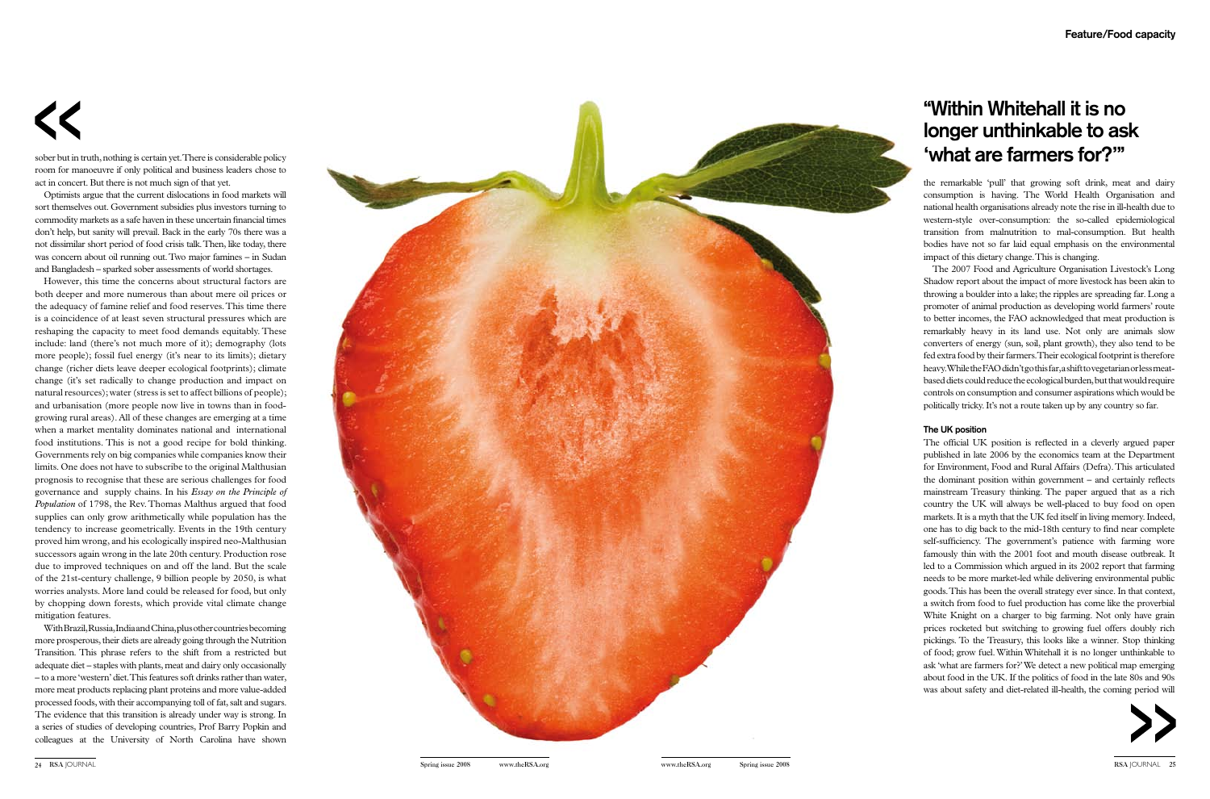sober but in truth, nothing is certain yet. There is considerable policy room for manoeuvre if only political and business leaders chose to act in concert. But there is not much sign of that yet.

Optimists argue that the current dislocations in food markets will sort themselves out. Government subsidies plus investors turning to commodity markets as a safe haven in these uncertain financial times don't help, but sanity will prevail. Back in the early 70s there was a not dissimilar short period of food crisis talk. Then, like today, there was concern about oil running out. Two major famines – in Sudan and Bangladesh – sparked sober assessments of world shortages.

However, this time the concerns about structural factors are both deeper and more numerous than about mere oil prices or the adequacy of famine relief and food reserves. This time there is a coincidence of at least seven structural pressures which are reshaping the capacity to meet food demands equitably. These include: land (there's not much more of it); demography (lots more people); fossil fuel energy (it's near to its limits); dietary change (richer diets leave deeper ecological footprints); climate change (it's set radically to change production and impact on natural resources); water (stress is set to affect billions of people); and urbanisation (more people now live in towns than in food-growing rural areas). All of these changes are emerging at a time when a market mentality dominates national and international food institutions. This is not a good recipe for bold thinking. Governments rely on big companies while companies know their limits. One does not have to subscribe to the original Malthusian prognosis to recognise that these are serious challenges for food governance and supply chains. In his *Essay on the Principle of Population* of 1798, the Rev. Thomas Malthus argued that food supplies can only grow arithmetically while population has the tendency to increase geometrically. Events in the 19th century proved him wrong, and his ecologically inspired neo-Malthusian successors again wrong in the late 20th century. Production rose due to improved techniques on and off the land. But the scale of the 21st-century challenge, 9 billion people by 2050, is what worries analysts. More land could be released for food, but only by chopping down forests, which provide vital climate change mitigation features.

With Brazil, Russia, India and China, plus other countries becoming more prosperous, their diets are already going through the Nutrition Transition. This phrase refers to the shift from a restricted but adequate diet – staples with plants, meat and dairy only occasionally – to a more 'western' diet. This features soft drinks rather than water, more meat products replacing plant proteins and more value-added processed foods, with their accompanying toll of fat, salt and sugars. The evidence that this transition is already under way is strong. In a series of studies of developing countries, Prof Barry Popkin and colleagues at the University of North Carolina have shown

## "Within Whitehall it is no longer unthinkable to ask 'what are farmers for?'"

the remarkable 'pull' that growing soft drink, meat and dairy consumption is having. The World Health Organisation and national health organisations already note the rise in ill-health due to western-style over-consumption: the so-called epidemiological transition from malnutrition to mal-consumption. But health bodies have not so far laid equal emphasis on the environmental impact of this dietary change. This is changing.

The 2007 Food and Agriculture Organisation Livestock's Long Shadow report about the impact of more livestock has been akin to throwing a boulder into a lake; the ripples are spreading far. Long a promoter of animal production as developing world farmers' route to better incomes, the FAO acknowledged that meat production is remarkably heavy in its land use. Not only are animals slow converters of energy (sun, soil, plant growth), they also tend to be fed extra food by their farmers. Their ecological footprint is therefore heavy. While the FAO didn't go this far, a shift to vegetarian or less meat-based diets could reduce the ecological burden, but that would require controls on consumption and consumer aspirations which would be politically tricky. It's not a route taken up by any country so far.

### The UK position

The official UK position is reflected in a cleverly argued paper published in late 2006 by the economics team at the Department for Environment, Food and Rural Affairs (Defra). This articulated the dominant position within government – and certainly reflects mainstream Treasury thinking. The paper argued that as a rich country the UK will always be well-placed to buy food on open markets. It is a myth that the UK fed itself in living memory. Indeed, one has to dig back to the mid-18th century to find near complete self-sufficiency. The government's patience with farming wore famously thin with the 2001 foot and mouth disease outbreak. It led to a Commission which argued in its 2002 report that farming needs to be more market-led while delivering environmental public goods. This has been the overall strategy ever since. In that context, a switch from food to fuel production has come like the proverbial White Knight on a charger to big farming. Not only have grain prices rocketed but switching to growing fuel offers doubly rich pickings. To the Treasury, this looks like a winner. Stop thinking of food; grow fuel. Within Whitehall it is no longer unthinkable to ask 'what are farmers for?' We detect a new political map emerging about food in the UK. If the politics of food in the late 80s and 90s was about safety and diet-related ill-health, the coming period will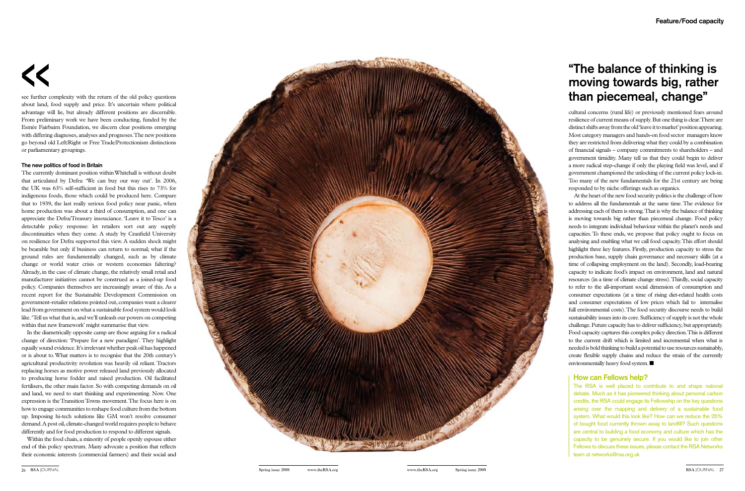see further complexity with the return of the old policy questions about land, food supply and price. It's uncertain where political advantage will lie, but already different positions are discernible. From preliminary work we have been conducting, funded by the Esmée Fairbairn Foundation, we discern clear positions emerging with differing diagnoses, analyses and prognoses. The new positions go beyond old Left/Right or Free Trade/Protectionism distinctions or parliamentary groupings.

### The new politics of food in Britain

The currently dominant position within Whitehall is without doubt that articulated by Defra: 'We can buy our way out'. In 2006, the UK was 63% self-sufficient in food but this rises to 73% for indigenous foods, those which could be produced here. Compare that to 1939, the last really serious food policy near panic, when home production was about a third of consumption, and one can appreciate the Defra/Treasury insouciance. 'Leave it to Tesco' is a detectable policy response: let retailers sort out any supply discontinuities when they come. A study by Cranfield University on resilience for Defra supported this view. A sudden shock might be bearable but only if business can return to normal; what if the ground rules are fundamentally changed, such as by climate change or world water crisis or western economies faltering? Already, in the case of climate change, the relatively small retail and manufacturer initiatives cannot be construed as a joined-up food policy. Companies themselves are increasingly aware of this. As a recent report for the Sustainable Development Commission on government–retailer relations pointed out, companies want a clearer lead from government on what a sustainable food system would look like. 'Tell us what that is, and we'll unleash our powers on competing within that new framework' might summarise that view.

In the diametrically opposite camp are those arguing for a radical change of direction: 'Prepare for a new paradigm'. They highlight equally sound evidence. It's irrelevant whether peak oil has happened or is about to. What matters is to recognise that the 20th century's agricultural productivity revolution was heavily oil reliant. Tractors replacing horses as motive power released land previously allocated to producing horse fodder and raised production. Oil facilitated fertilisers, the other main factor. So with competing demands on oil and land, we need to start thinking and experimenting. Now. One expression is the Transition Towns movement. The focus here is on how to engage communities to reshape food culture from the bottom up. Imposing hi-tech solutions like GM won't resolve consumer demand. A post oil, climate-changed world requires people to behave differently and for food production to respond to different signals.

Within the food chain, a minority of people openly espouse either end of this policy spectrum. Many advocate a position that reflects their economic interests (commercial farmers) and their social and cultural concerns (rural life) or previously mentioned fears around resilience of current means of supply. But one thing is clear. There are distinct shifts away from the old 'leave it to market' position appearing. Most category managers and hands-on food sector managers know they are restricted from delivering what they could by a combination of financial signals – company commitments to shareholders – and government timidity. Many tell us that they could begin to deliver a more radical step-change if only the playing field was level, and if government championed the unlocking of the current policy lock-in. Too many of the new fundamentals for the 21st century are being responded to by niche offerings such as organics.

## "The balance of thinking is moving towards big, rather than piecemeal, change"

At the heart of the new food security politics is the challenge of how to address all the fundamentals at the same time. The evidence for addressing each of them is strong. That is why the balance of thinking is moving towards big rather than piecemeal change. Food policy needs to integrate individual behaviour within the planet's needs and capacities. To these ends, we propose that policy ought to focus on analysing and enabling what we call food capacity. This effort should highlight three key features. Firstly, production capacity to stress the production base, supply chain governance and necessary skills (at a time of collapsing employment on the land). Secondly, load-bearing capacity to indicate food's impact on environment, land and natural resources (in a time of climate change stress). Thirdly, social capacity to refer to the all-important social dimension of consumption and consumer expectations (at a time of rising diet-related health costs and consumer expectations of low prices which fail to internalise full environmental costs). The food security discourse needs to build sustainability issues into its core. Sufficiency of supply is not the whole challenge. Future capacity has to deliver sufficiency, but appropriately. Food capacity captures this complex policy direction. This is different to the current drift which is limited and incremental when what is needed is bold thinking to build a potential to use resources sustainably, create flexible supply chains and reduce the strain of the currently environmentally heavy food system. ■

### How can Fellows help?

The RSA is well placed to contribute to and shape national debate. Much as it has pioneered thinking about personal carbon credits, the RSA could engage its Fellowship on the key questions arising over the mapping and delivery of a sustainable food system. What would this look like? How can we reduce the 25% of bought food currently thrown away to landfill? Such questions are central to building a food economy and culture which has the capacity to be genuinely secure. If you would like to join other Fellows to discuss these issues, please contact the RSA Networks team at networks@rsa.org.uk